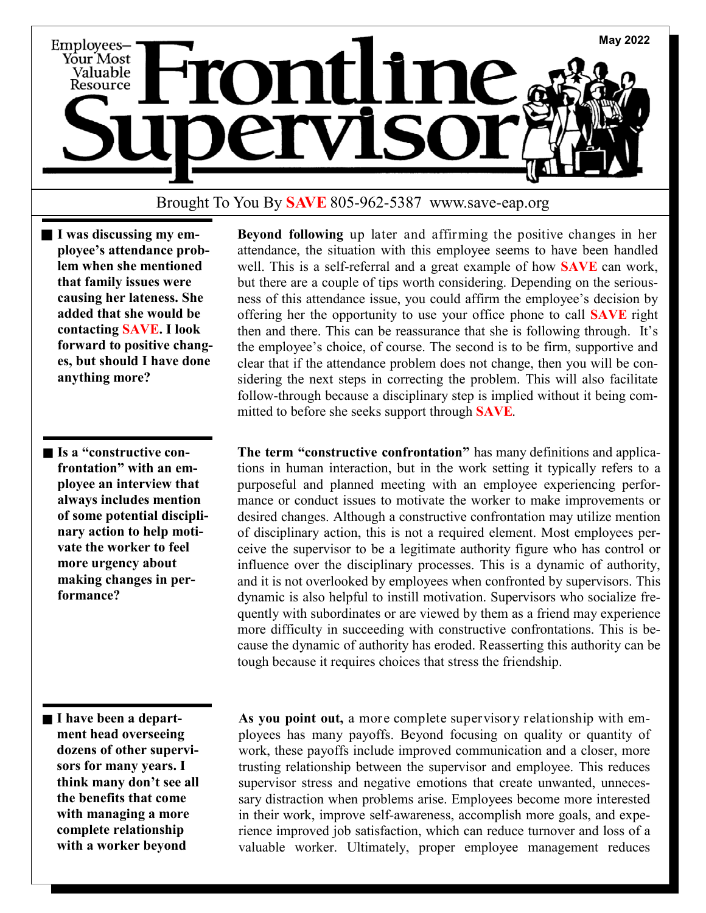# Frontline Supervisor

Employees—Your Most Valuable Resource

May 2022

Brought To You By **SAVE** 805-962-5387 www.save-eap.org

**■ I was discussing my employee's attendance problem when she mentioned that family issues were causing her lateness. She added that she would be contacting SAVE. I look forward to positive changes, but should I have done anything more?**

**Beyond following** up later and affirming the positive changes in her attendance, the situation with this employee seems to have been handled well. This is a self-referral and a great example of how **SAVE** can work, but there are a couple of tips worth considering. Depending on the seriousness of this attendance issue, you could affirm the employee's decision by offering her the opportunity to use your office phone to call **SAVE** right then and there. This can be reassurance that she is following through. It's the employee's choice, of course. The second is to be firm, supportive and clear that if the attendance problem does not change, then you will be considering the next steps in correcting the problem. This will also facilitate follow-through because a disciplinary step is implied without it being committed to before she seeks support through **SAVE**.

**■ Is a "constructive confrontation" with an employee an interview that always includes mention of some potential disciplinary action to help motivate the worker to feel more urgency about making changes in performance?**

**The term "constructive confrontation"** has many definitions and applications in human interaction, but in the work setting it typically refers to a purposeful and planned meeting with an employee experiencing performance or conduct issues to motivate the worker to make improvements or desired changes. Although a constructive confrontation may utilize mention of disciplinary action, this is not a required element. Most employees perceive the supervisor to be a legitimate authority figure who has control or influence over the disciplinary processes. This is a dynamic of authority, and it is not overlooked by employees when confronted by supervisors. This dynamic is also helpful to instill motivation. Supervisors who socialize frequently with subordinates or are viewed by them as a friend may experience more difficulty in succeeding with constructive confrontations. This is because the dynamic of authority has eroded. Reasserting this authority can be tough because it requires choices that stress the friendship.

**■ I have been a department head overseeing dozens of other supervisors for many years. I think many don't see all the benefits that come with managing a more complete relationship with a worker beyond**

**As you point out,** a more complete supervisory relationship with employees has many payoffs. Beyond focusing on quality or quantity of work, these payoffs include improved communication and a closer, more trusting relationship between the supervisor and employee. This reduces supervisor stress and negative emotions that create unwanted, unnecessary distraction when problems arise. Employees become more interested in their work, improve self-awareness, accomplish more goals, and experience improved job satisfaction, which can reduce turnover and loss of a valuable worker. Ultimately, proper employee management reduces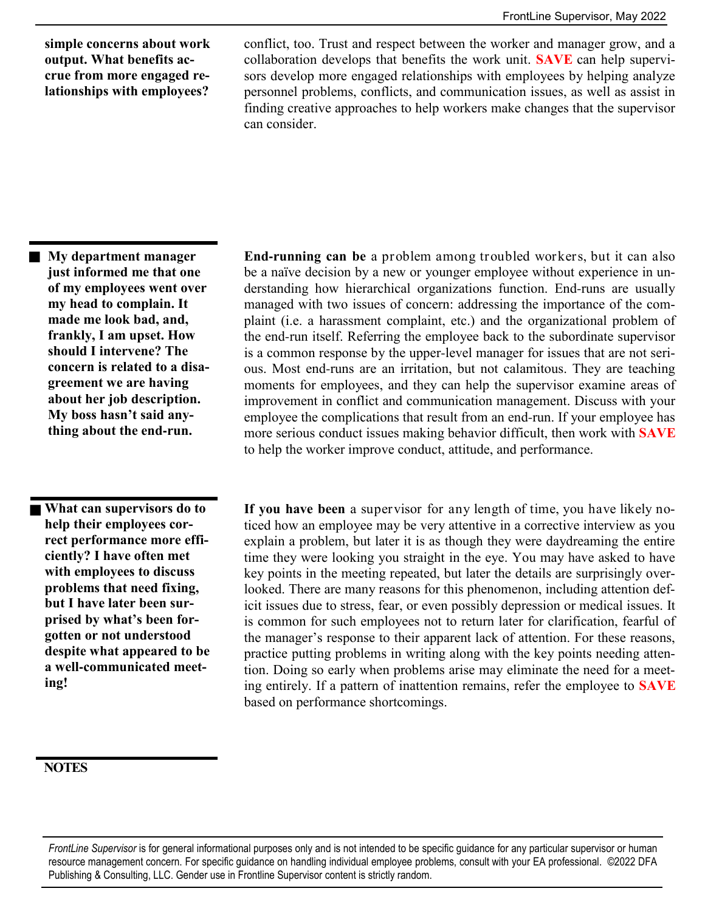**simple concerns about work output. What benefits accrue from more engaged relationships with employees?**

conflict, too. Trust and respect between the worker and manager grow, and a collaboration develops that benefits the work unit. **SAVE** can help supervisors develop more engaged relationships with employees by helping analyze personnel problems, conflicts, and communication issues, as well as assist in finding creative approaches to help workers make changes that the supervisor can consider.

■ **My department manager just informed me that one of my employees went over my head to complain. It made me look bad, and, frankly, I am upset. How should I intervene? The concern is related to a disagreement we are having about her job description. My boss hasn't said anything about the end-run.**

**End-running can be** a problem among troubled workers, but it can also be a naïve decision by a new or younger employee without experience in understanding how hierarchical organizations function. End-runs are usually managed with two issues of concern: addressing the importance of the complaint (i.e. a harassment complaint, etc.) and the organizational problem of the end-run itself. Referring the employee back to the subordinate supervisor is a common response by the upper-level manager for issues that are not serious. Most end-runs are an irritation, but not calamitous. They are teaching moments for employees, and they can help the supervisor examine areas of improvement in conflict and communication management. Discuss with your employee the complications that result from an end-run. If your employee has more serious conduct issues making behavior difficult, then work with **SAVE** to help the worker improve conduct, attitude, and performance.

■ **What can supervisors do to help their employees correct performance more efficiently? I have often met with employees to discuss problems that need fixing, but I have later been surprised by what's been forgotten or not understood despite what appeared to be a well-communicated meeting!**

**If you have been** a supervisor for any length of time, you have likely noticed how an employee may be very attentive in a corrective interview as you explain a problem, but later it is as though they were daydreaming the entire time they were looking you straight in the eye. You may have asked to have key points in the meeting repeated, but later the details are surprisingly overlooked. There are many reasons for this phenomenon, including attention deficit issues due to stress, fear, or even possibly depression or medical issues. It is common for such employees not to return later for clarification, fearful of the manager's response to their apparent lack of attention. For these reasons, practice putting problems in writing along with the key points needing attention. Doing so early when problems arise may eliminate the need for a meeting entirely. If a pattern of inattention remains, refer the employee to **SAVE** based on performance shortcomings.

**NOTES**

*FrontLine Supervisor* is for general informational purposes only and is not intended to be specific guidance for any particular supervisor or human resource management concern. For specific guidance on handling individual employee problems, consult with your EA professional. ©2022 DFA Publishing & Consulting, LLC. Gender use in Frontline Supervisor content is strictly random.